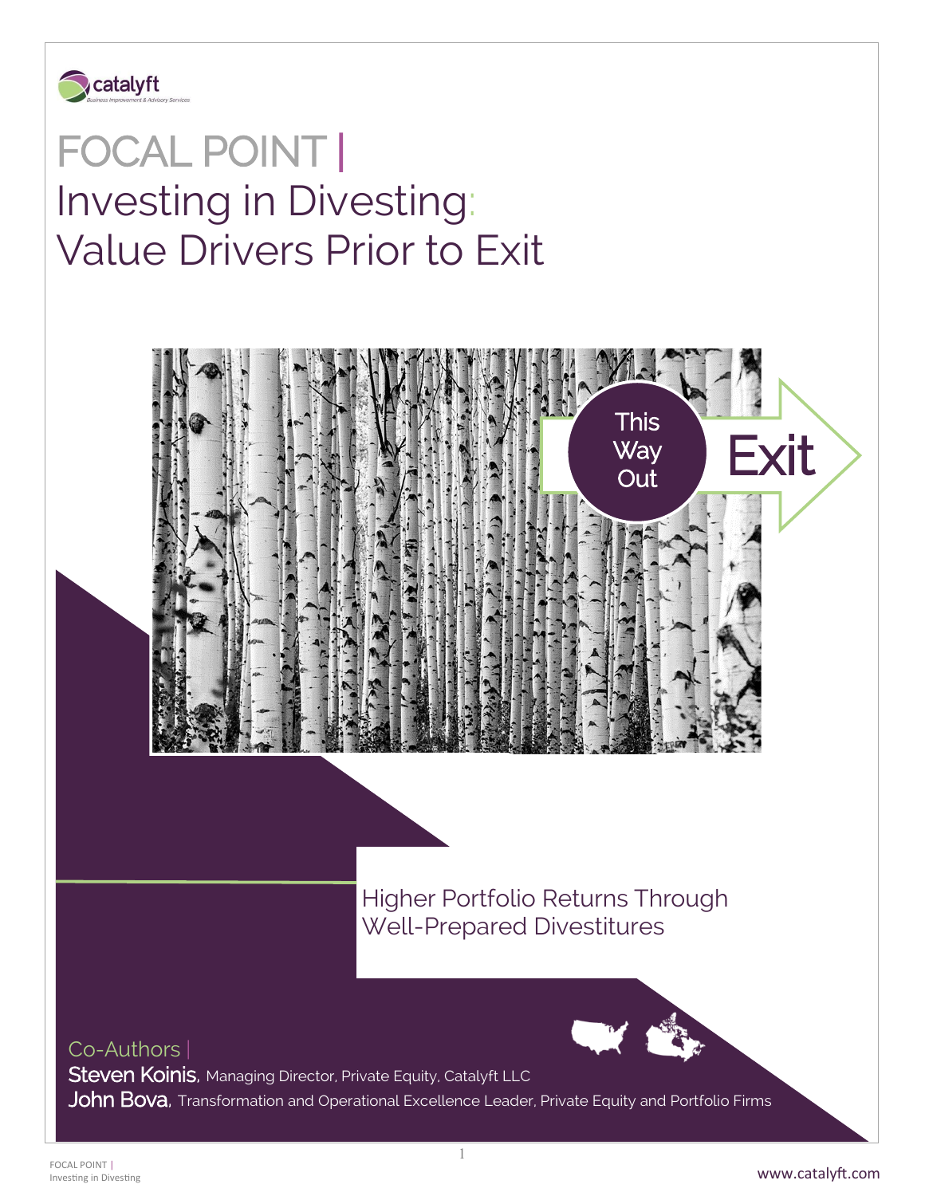catalyft
Business Improvement & Advisory Services

# FOCAL POINT | Investing in Divesting: Value Drivers Prior to Exit

This Way Out

Exit

## Higher Portfolio Returns Through Well-Prepared Divestitures

Co-Authors |

**Steven Koinis**, Managing Director, Private Equity, Catalyft LLC

**John Bova**, Transformation and Operational Excellence Leader, Private Equity and Portfolio Firms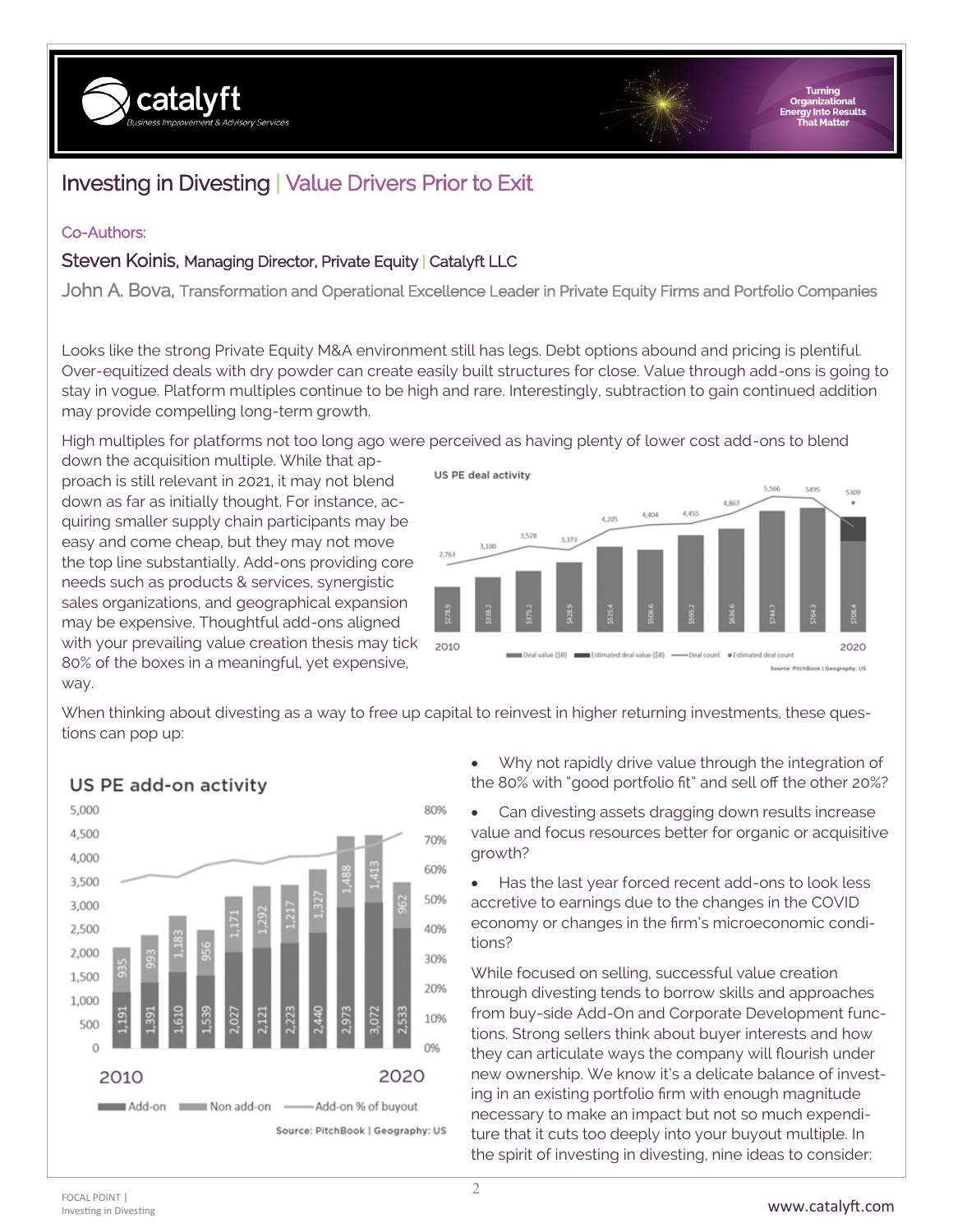# Investing in Divesting | Value Drivers Prior to Exit

Co-Authors:

**Steven Koinis,** Managing Director, Private Equity | Catalyft LLC

**John A. Bova,** Transformation and Operational Excellence Leader in Private Equity Firms and Portfolio Companies

Looks like the strong Private Equity M&A environment still has legs. Debt options abound and pricing is plentiful. Over-equitized deals with dry powder can create easily built structures for close. Value through add-ons is going to stay in vogue. Platform multiples continue to be high and rare. Interestingly, subtraction to gain continued addition may provide compelling long-term growth.

High multiples for platforms not too long ago were perceived as having plenty of lower cost add-ons to blend down the acquisition multiple. While that approach is still relevant in 2021, it may not blend down as far as initially thought. For instance, acquiring smaller supply chain participants may be easy and come cheap, but they may not move the top line substantially. Add-ons providing core needs such as products & services, synergistic sales organizations, and geographical expansion may be expensive. Thoughtful add-ons aligned with your prevailing value creation thesis may tick 80% of the boxes in a meaningful, yet expensive, way.

**US PE deal activity**

| Year | Deal value ($B) | Deal count |
|---|---|---|
| 2010 | $278.9 | 2,763 |
| 2011 | $338.2 | 3,100 |
| 2012 | $375.2 | 3,528 |
| 2013 | $428.9 | 3,373 |
| 2014 | $525.4 | 4,205 |
| 2015 | $506.6 | 4,404 |
| 2016 | $595.2 | 4,455 |
| 2017 | $636.6 | 4,867 |
| 2018 | $744.7 | 5,566 |
| 2019 | $764.3 | 5495 |
| 2020 | $708.4 | 5309 (estimated) |

Source: PitchBook | Geography: US

When thinking about divesting as a way to free up capital to reinvest in higher returning investments, these questions can pop up:

**US PE add-on activity**

| Year | Add-on | Non add-on |
|---|---|---|
| 2010 | 1,191 | 935 |
| 2011 | 1,391 | 993 |
| 2012 | 1,610 | 1,183 |
| 2013 | 1,539 | 956 |
| 2014 | 2,027 | 1,171 |
| 2015 | 2,121 | 1,292 |
| 2016 | 2,223 | 1,217 |
| 2017 | 2,440 | 1,327 |
| 2018 | 2,973 | 1,488 |
| 2019 | 3,072 | 1,413 |
| 2020 | 2,533 | 962 |

Source: PitchBook | Geography: US

- Why not rapidly drive value through the integration of the 80% with "good portfolio fit" and sell off the other 20%?
- Can divesting assets dragging down results increase value and focus resources better for organic or acquisitive growth?
- Has the last year forced recent add-ons to look less accretive to earnings due to the changes in the COVID economy or changes in the firm's microeconomic conditions?

While focused on selling, successful value creation through divesting tends to borrow skills and approaches from buy-side Add-On and Corporate Development functions. Strong sellers think about buyer interests and how they can articulate ways the company will flourish under new ownership. We know it's a delicate balance of investing in an existing portfolio firm with enough magnitude necessary to make an impact but not so much expenditure that it cuts too deeply into your buyout multiple. In the spirit of investing in divesting, nine ideas to consider: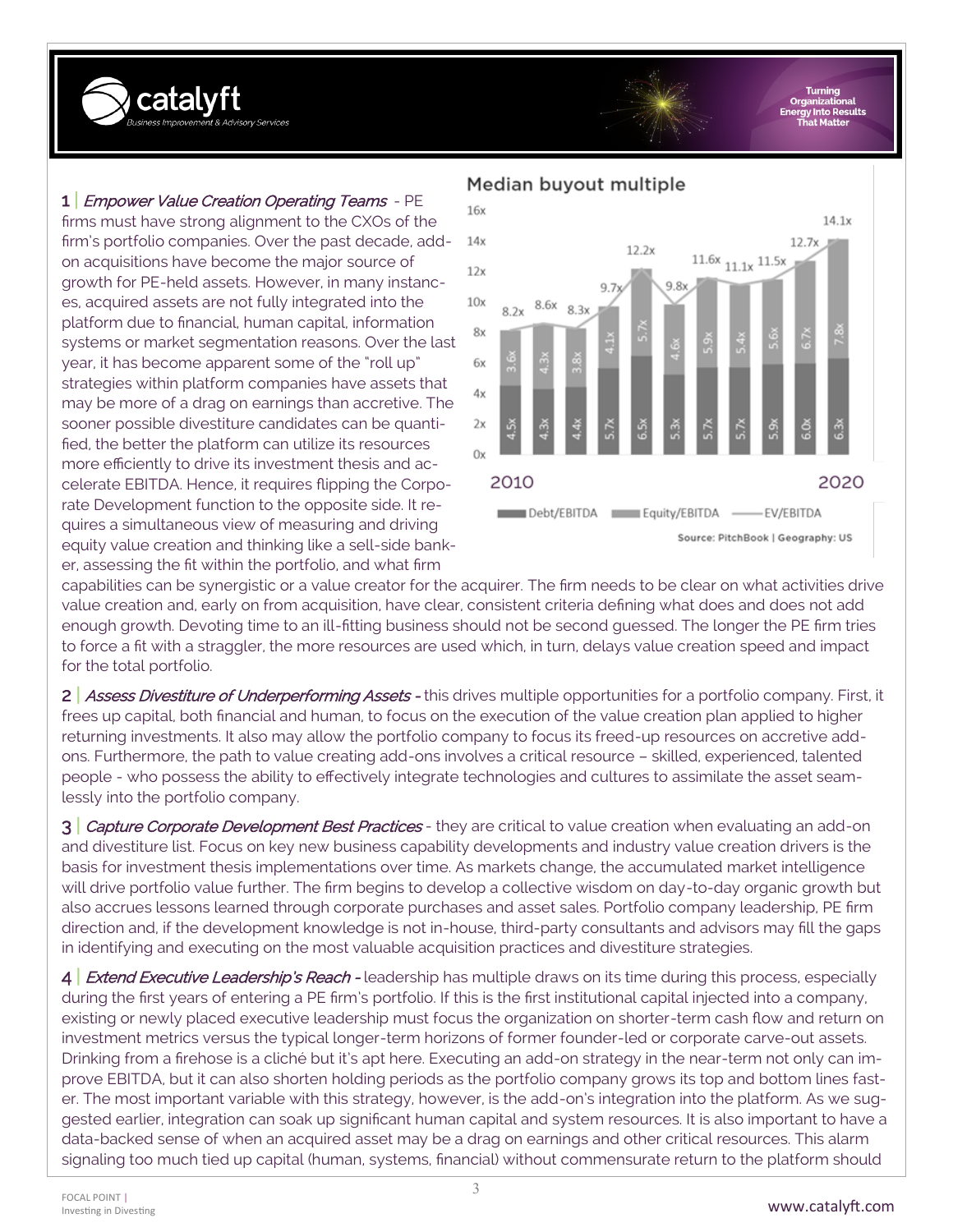**1** | *Empower Value Creation Operating Teams* - PE firms must have strong alignment to the CXOs of the firm's portfolio companies. Over the past decade, add-on acquisitions have become the major source of growth for PE-held assets. However, in many instances, acquired assets are not fully integrated into the platform due to financial, human capital, information systems or market segmentation reasons. Over the last year, it has become apparent some of the "roll up" strategies within platform companies have assets that may be more of a drag on earnings than accretive. The sooner possible divestiture candidates can be quantified, the better the platform can utilize its resources more efficiently to drive its investment thesis and accelerate EBITDA. Hence, it requires flipping the Corporate Development function to the opposite side. It requires a simultaneous view of measuring and driving equity value creation and thinking like a sell-side banker, assessing the fit within the portfolio, and what firm capabilities can be synergistic or a value creator for the acquirer. The firm needs to be clear on what activities drive value creation and, early on from acquisition, have clear, consistent criteria defining what does and does not add enough growth. Devoting time to an ill-fitting business should not be second guessed. The longer the PE firm tries to force a fit with a straggler, the more resources are used which, in turn, delays value creation speed and impact for the total portfolio.

**Median buyout multiple**

| Year | Debt/EBITDA | Equity/EBITDA | EV/EBITDA |
|---|---|---|---|
| 2010 | 4.5x | 3.6x | 8.2x |
| | 4.3x | 4.3x | 8.6x |
| | 4.4x | 3.8x | 8.3x |
| | 5.7x | 4.1x | 9.7x |
| | 6.5x | 5.7x | 12.2x |
| | 5.3x | 4.6x | 9.8x |
| | 5.7x | 5.9x | 11.6x |
| | 5.7x | 5.4x | 11.1x |
| | 5.9x | 5.6x | 11.5x |
| | 6.0x | 6.7x | 12.7x |
| 2020 | 6.3x | 7.8x | 14.1x |

Source: PitchBook | Geography: US

**2** | *Assess Divestiture of Underperforming Assets* - this drives multiple opportunities for a portfolio company. First, it frees up capital, both financial and human, to focus on the execution of the value creation plan applied to higher returning investments. It also may allow the portfolio company to focus its freed-up resources on accretive add-ons. Furthermore, the path to value creating add-ons involves a critical resource – skilled, experienced, talented people - who possess the ability to effectively integrate technologies and cultures to assimilate the asset seamlessly into the portfolio company.

**3** | *Capture Corporate Development Best Practices* - they are critical to value creation when evaluating an add-on and divestiture list. Focus on key new business capability developments and industry value creation drivers is the basis for investment thesis implementations over time. As markets change, the accumulated market intelligence will drive portfolio value further. The firm begins to develop a collective wisdom on day-to-day organic growth but also accrues lessons learned through corporate purchases and asset sales. Portfolio company leadership, PE firm direction and, if the development knowledge is not in-house, third-party consultants and advisors may fill the gaps in identifying and executing on the most valuable acquisition practices and divestiture strategies.

**4** | *Extend Executive Leadership's Reach* - leadership has multiple draws on its time during this process, especially during the first years of entering a PE firm's portfolio. If this is the first institutional capital injected into a company, existing or newly placed executive leadership must focus the organization on shorter-term cash flow and return on investment metrics versus the typical longer-term horizons of former founder-led or corporate carve-out assets. Drinking from a firehose is a cliché but it's apt here. Executing an add-on strategy in the near-term not only can improve EBITDA, but it can also shorten holding periods as the portfolio company grows its top and bottom lines faster. The most important variable with this strategy, however, is the add-on's integration into the platform. As we suggested earlier, integration can soak up significant human capital and system resources. It is also important to have a data-backed sense of when an acquired asset may be a drag on earnings and other critical resources. This alarm signaling too much tied up capital (human, systems, financial) without commensurate return to the platform should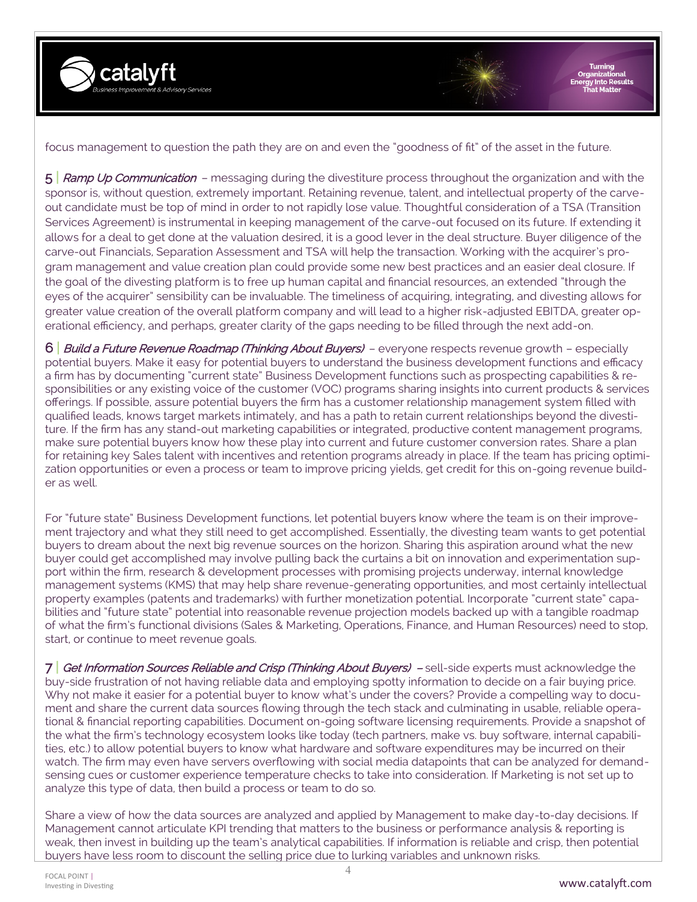focus management to question the path they are on and even the "goodness of fit" of the asset in the future.

5 | *Ramp Up Communication* – messaging during the divestiture process throughout the organization and with the sponsor is, without question, extremely important. Retaining revenue, talent, and intellectual property of the carve-out candidate must be top of mind in order to not rapidly lose value. Thoughtful consideration of a TSA (Transition Services Agreement) is instrumental in keeping management of the carve-out focused on its future. If extending it allows for a deal to get done at the valuation desired, it is a good lever in the deal structure. Buyer diligence of the carve-out Financials, Separation Assessment and TSA will help the transaction. Working with the acquirer's program management and value creation plan could provide some new best practices and an easier deal closure. If the goal of the divesting platform is to free up human capital and financial resources, an extended "through the eyes of the acquirer" sensibility can be invaluable. The timeliness of acquiring, integrating, and divesting allows for greater value creation of the overall platform company and will lead to a higher risk-adjusted EBITDA, greater operational efficiency, and perhaps, greater clarity of the gaps needing to be filled through the next add-on.

6 | *Build a Future Revenue Roadmap (Thinking About Buyers)* – everyone respects revenue growth – especially potential buyers. Make it easy for potential buyers to understand the business development functions and efficacy a firm has by documenting "current state" Business Development functions such as prospecting capabilities & responsibilities or any existing voice of the customer (VOC) programs sharing insights into current products & services offerings. If possible, assure potential buyers the firm has a customer relationship management system filled with qualified leads, knows target markets intimately, and has a path to retain current relationships beyond the divestiture. If the firm has any stand-out marketing capabilities or integrated, productive content management programs, make sure potential buyers know how these play into current and future customer conversion rates. Share a plan for retaining key Sales talent with incentives and retention programs already in place. If the team has pricing optimization opportunities or even a process or team to improve pricing yields, get credit for this on-going revenue builder as well.

For "future state" Business Development functions, let potential buyers know where the team is on their improvement trajectory and what they still need to get accomplished. Essentially, the divesting team wants to get potential buyers to dream about the next big revenue sources on the horizon. Sharing this aspiration around what the new buyer could get accomplished may involve pulling back the curtains a bit on innovation and experimentation support within the firm, research & development processes with promising projects underway, internal knowledge management systems (KMS) that may help share revenue-generating opportunities, and most certainly intellectual property examples (patents and trademarks) with further monetization potential. Incorporate "current state" capabilities and "future state" potential into reasonable revenue projection models backed up with a tangible roadmap of what the firm's functional divisions (Sales & Marketing, Operations, Finance, and Human Resources) need to stop, start, or continue to meet revenue goals.

7 | *Get Information Sources Reliable and Crisp (Thinking About Buyers)* – sell-side experts must acknowledge the buy-side frustration of not having reliable data and employing spotty information to decide on a fair buying price. Why not make it easier for a potential buyer to know what's under the covers? Provide a compelling way to document and share the current data sources flowing through the tech stack and culminating in usable, reliable operational & financial reporting capabilities. Document on-going software licensing requirements. Provide a snapshot of the what the firm's technology ecosystem looks like today (tech partners, make vs. buy software, internal capabilities, etc.) to allow potential buyers to know what hardware and software expenditures may be incurred on their watch. The firm may even have servers overflowing with social media datapoints that can be analyzed for demand-sensing cues or customer experience temperature checks to take into consideration. If Marketing is not set up to analyze this type of data, then build a process or team to do so.

Share a view of how the data sources are analyzed and applied by Management to make day-to-day decisions. If Management cannot articulate KPI trending that matters to the business or performance analysis & reporting is weak, then invest in building up the team's analytical capabilities. If information is reliable and crisp, then potential buyers have less room to discount the selling price due to lurking variables and unknown risks.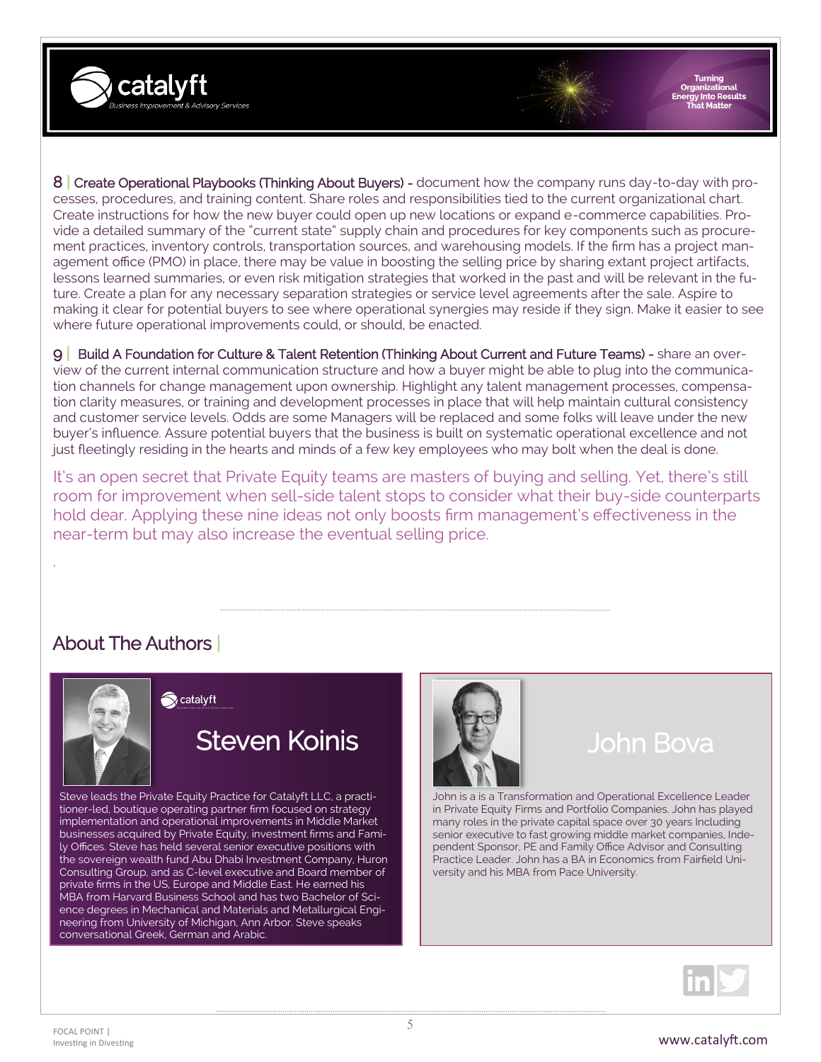**8 | Create Operational Playbooks (Thinking About Buyers) -** document how the company runs day-to-day with processes, procedures, and training content. Share roles and responsibilities tied to the current organizational chart. Create instructions for how the new buyer could open up new locations or expand e-commerce capabilities. Provide a detailed summary of the "current state" supply chain and procedures for key components such as procurement practices, inventory controls, transportation sources, and warehousing models. If the firm has a project management office (PMO) in place, there may be value in boosting the selling price by sharing extant project artifacts, lessons learned summaries, or even risk mitigation strategies that worked in the past and will be relevant in the future. Create a plan for any necessary separation strategies or service level agreements after the sale. Aspire to making it clear for potential buyers to see where operational synergies may reside if they sign. Make it easier to see where future operational improvements could, or should, be enacted.

**9 | Build A Foundation for Culture & Talent Retention (Thinking About Current and Future Teams) -** share an overview of the current internal communication structure and how a buyer might be able to plug into the communication channels for change management upon ownership. Highlight any talent management processes, compensation clarity measures, or training and development processes in place that will help maintain cultural consistency and customer service levels. Odds are some Managers will be replaced and some folks will leave under the new buyer's influence. Assure potential buyers that the business is built on systematic operational excellence and not just fleetingly residing in the hearts and minds of a few key employees who may bolt when the deal is done.

It's an open secret that Private Equity teams are masters of buying and selling. Yet, there's still room for improvement when sell-side talent stops to consider what their buy-side counterparts hold dear. Applying these nine ideas not only boosts firm management's effectiveness in the near-term but may also increase the eventual selling price.

## About The Authors |

### Steven Koinis

Steve leads the Private Equity Practice for Catalyft LLC, a practitioner-led, boutique operating partner firm focused on strategy implementation and operational improvements in Middle Market businesses acquired by Private Equity, investment firms and Family Offices. Steve has held several senior executive positions with the sovereign wealth fund Abu Dhabi Investment Company, Huron Consulting Group, and as C-level executive and Board member of private firms in the US, Europe and Middle East. He earned his MBA from Harvard Business School and has two Bachelor of Science degrees in Mechanical and Materials and Metallurgical Engineering from University of Michigan, Ann Arbor. Steve speaks conversational Greek, German and Arabic.

### John Bova

John is a is a Transformation and Operational Excellence Leader in Private Equity Firms and Portfolio Companies. John has played many roles in the private capital space over 30 years Including senior executive to fast growing middle market companies, Independent Sponsor, PE and Family Office Advisor and Consulting Practice Leader. John has a BA in Economics from Fairfield University and his MBA from Pace University.